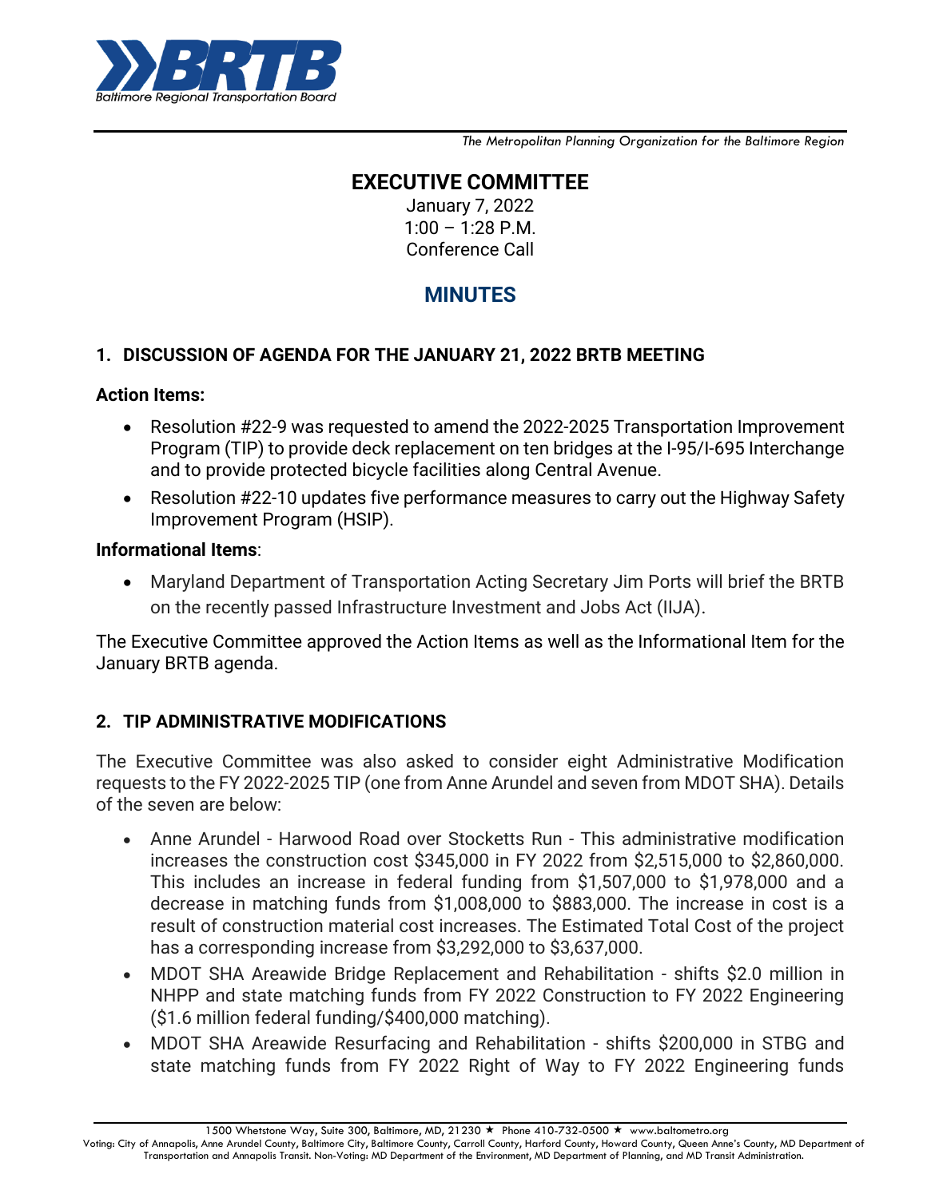The Metropolitan Planning Organization for the Baltimore Region

# EXECUTIVE COMMITTEE

January 7, 2022
1:00 – 1:28 P.M.
Conference Call

## MINUTES

### 1. DISCUSSION OF AGENDA FOR THE JANUARY 21, 2022 BRTB MEETING

**Action Items:**

- Resolution #22-9 was requested to amend the 2022-2025 Transportation Improvement Program (TIP) to provide deck replacement on ten bridges at the I-95/I-695 Interchange and to provide protected bicycle facilities along Central Avenue.
- Resolution #22-10 updates five performance measures to carry out the Highway Safety Improvement Program (HSIP).

**Informational Items**:

- Maryland Department of Transportation Acting Secretary Jim Ports will brief the BRTB on the recently passed Infrastructure Investment and Jobs Act (IIJA).

The Executive Committee approved the Action Items as well as the Informational Item for the January BRTB agenda.

### 2. TIP ADMINISTRATIVE MODIFICATIONS

The Executive Committee was also asked to consider eight Administrative Modification requests to the FY 2022-2025 TIP (one from Anne Arundel and seven from MDOT SHA). Details of the seven are below:

- Anne Arundel - Harwood Road over Stocketts Run - This administrative modification increases the construction cost $345,000 in FY 2022 from $2,515,000 to $2,860,000. This includes an increase in federal funding from $1,507,000 to $1,978,000 and a decrease in matching funds from $1,008,000 to $883,000. The increase in cost is a result of construction material cost increases. The Estimated Total Cost of the project has a corresponding increase from $3,292,000 to $3,637,000.
- MDOT SHA Areawide Bridge Replacement and Rehabilitation - shifts $2.0 million in NHPP and state matching funds from FY 2022 Construction to FY 2022 Engineering ($1.6 million federal funding/$400,000 matching).
- MDOT SHA Areawide Resurfacing and Rehabilitation - shifts $200,000 in STBG and state matching funds from FY 2022 Right of Way to FY 2022 Engineering funds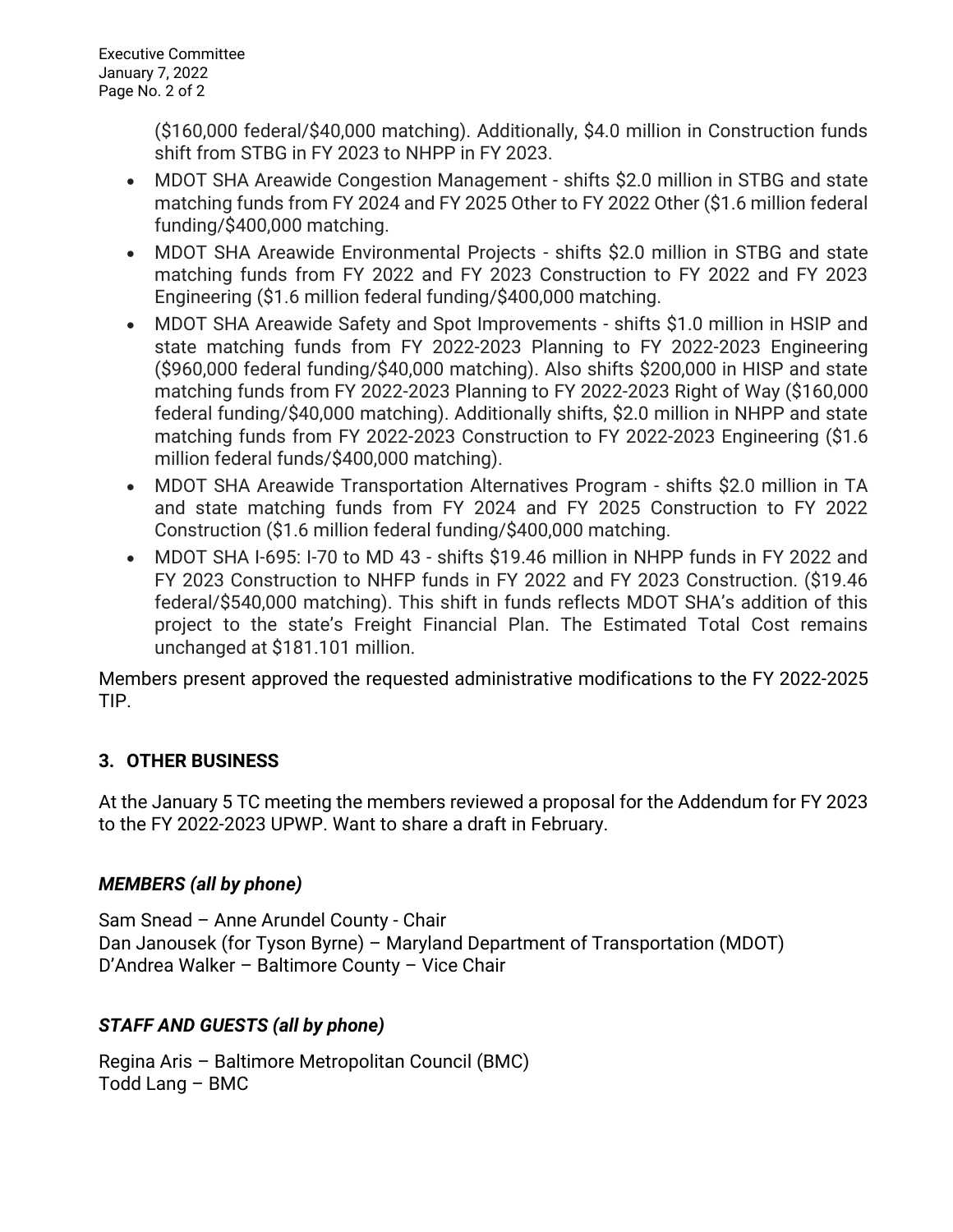($160,000 federal/$40,000 matching). Additionally, $4.0 million in Construction funds shift from STBG in FY 2023 to NHPP in FY 2023.

- MDOT SHA Areawide Congestion Management - shifts $2.0 million in STBG and state matching funds from FY 2024 and FY 2025 Other to FY 2022 Other ($1.6 million federal funding/$400,000 matching.
- MDOT SHA Areawide Environmental Projects - shifts $2.0 million in STBG and state matching funds from FY 2022 and FY 2023 Construction to FY 2022 and FY 2023 Engineering ($1.6 million federal funding/$400,000 matching.
- MDOT SHA Areawide Safety and Spot Improvements - shifts $1.0 million in HSIP and state matching funds from FY 2022-2023 Planning to FY 2022-2023 Engineering ($960,000 federal funding/$40,000 matching). Also shifts $200,000 in HISP and state matching funds from FY 2022-2023 Planning to FY 2022-2023 Right of Way ($160,000 federal funding/$40,000 matching). Additionally shifts, $2.0 million in NHPP and state matching funds from FY 2022-2023 Construction to FY 2022-2023 Engineering ($1.6 million federal funds/$400,000 matching).
- MDOT SHA Areawide Transportation Alternatives Program - shifts $2.0 million in TA and state matching funds from FY 2024 and FY 2025 Construction to FY 2022 Construction ($1.6 million federal funding/$400,000 matching.
- MDOT SHA I-695: I-70 to MD 43 - shifts $19.46 million in NHPP funds in FY 2022 and FY 2023 Construction to NHFP funds in FY 2022 and FY 2023 Construction. ($19.46 federal/$540,000 matching). This shift in funds reflects MDOT SHA's addition of this project to the state's Freight Financial Plan. The Estimated Total Cost remains unchanged at $181.101 million.

Members present approved the requested administrative modifications to the FY 2022-2025 TIP.

## 3. OTHER BUSINESS

At the January 5 TC meeting the members reviewed a proposal for the Addendum for FY 2023 to the FY 2022-2023 UPWP. Want to share a draft in February.

### *MEMBERS (all by phone)*

Sam Snead – Anne Arundel County - Chair
Dan Janousek (for Tyson Byrne) – Maryland Department of Transportation (MDOT)
D'Andrea Walker – Baltimore County – Vice Chair

### *STAFF AND GUESTS (all by phone)*

Regina Aris – Baltimore Metropolitan Council (BMC)
Todd Lang – BMC